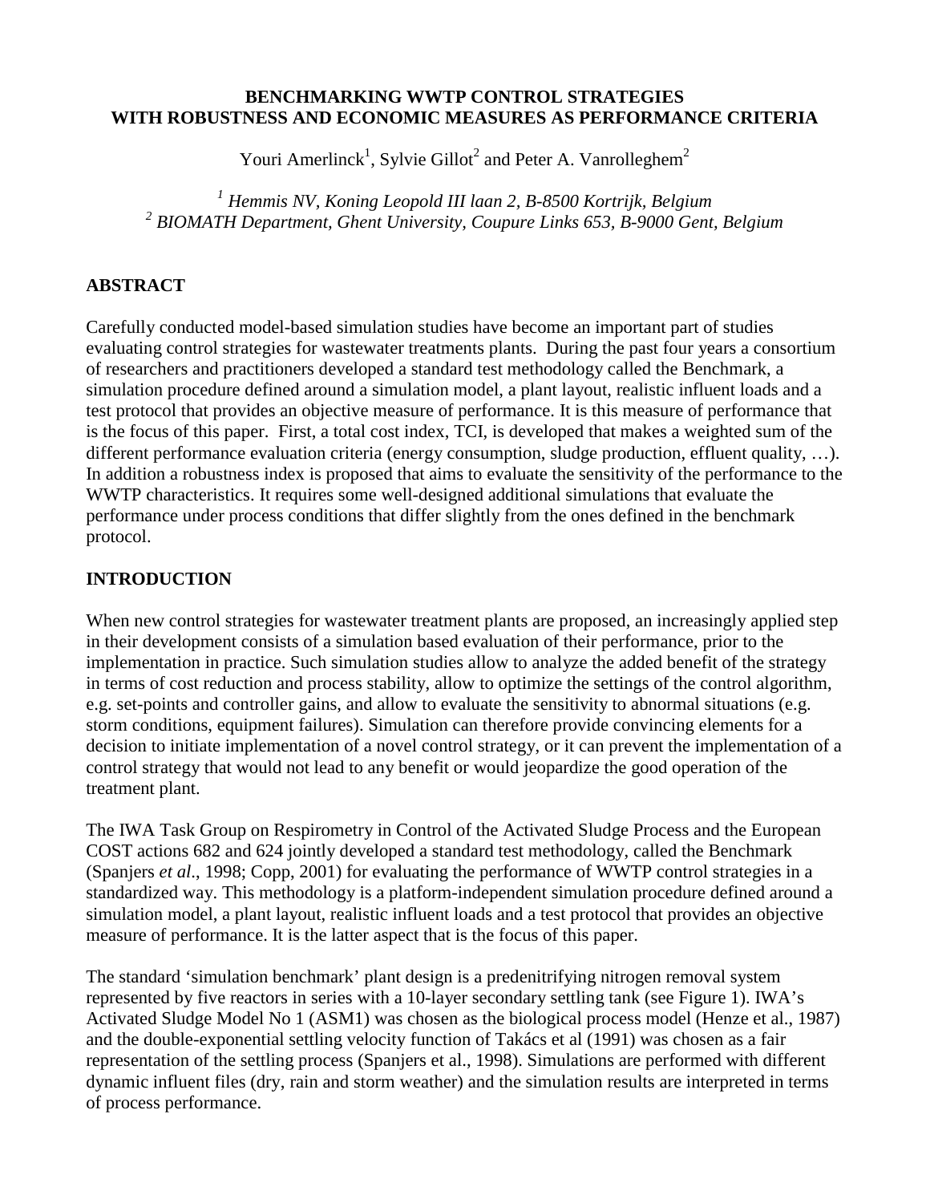# BENCHMARKING WWTP CONTROL STRATEGIES WITH ROBUSTNESS AND ECONOMIC MEASURES AS PERFORMANCE CRITERIA

Youri Amerlinck[1], Sylvie Gillot[2] and Peter A. Vanrolleghem[2]

*[1] Hemmis NV, Koning Leopold III laan 2, B-8500 Kortrijk, Belgium*
*[2] BIOMATH Department, Ghent University, Coupure Links 653, B-9000 Gent, Belgium*

## ABSTRACT

Carefully conducted model-based simulation studies have become an important part of studies evaluating control strategies for wastewater treatments plants. During the past four years a consortium of researchers and practitioners developed a standard test methodology called the Benchmark, a simulation procedure defined around a simulation model, a plant layout, realistic influent loads and a test protocol that provides an objective measure of performance. It is this measure of performance that is the focus of this paper. First, a total cost index, TCI, is developed that makes a weighted sum of the different performance evaluation criteria (energy consumption, sludge production, effluent quality, …). In addition a robustness index is proposed that aims to evaluate the sensitivity of the performance to the WWTP characteristics. It requires some well-designed additional simulations that evaluate the performance under process conditions that differ slightly from the ones defined in the benchmark protocol.

## INTRODUCTION

When new control strategies for wastewater treatment plants are proposed, an increasingly applied step in their development consists of a simulation based evaluation of their performance, prior to the implementation in practice. Such simulation studies allow to analyze the added benefit of the strategy in terms of cost reduction and process stability, allow to optimize the settings of the control algorithm, e.g. set-points and controller gains, and allow to evaluate the sensitivity to abnormal situations (e.g. storm conditions, equipment failures). Simulation can therefore provide convincing elements for a decision to initiate implementation of a novel control strategy, or it can prevent the implementation of a control strategy that would not lead to any benefit or would jeopardize the good operation of the treatment plant.

The IWA Task Group on Respirometry in Control of the Activated Sludge Process and the European COST actions 682 and 624 jointly developed a standard test methodology, called the Benchmark (Spanjers *et al*., 1998; Copp, 2001) for evaluating the performance of WWTP control strategies in a standardized way. This methodology is a platform-independent simulation procedure defined around a simulation model, a plant layout, realistic influent loads and a test protocol that provides an objective measure of performance. It is the latter aspect that is the focus of this paper.

The standard 'simulation benchmark' plant design is a predenitrifying nitrogen removal system represented by five reactors in series with a 10-layer secondary settling tank (see Figure 1). IWA's Activated Sludge Model No 1 (ASM1) was chosen as the biological process model (Henze et al., 1987) and the double-exponential settling velocity function of Takács et al (1991) was chosen as a fair representation of the settling process (Spanjers et al., 1998). Simulations are performed with different dynamic influent files (dry, rain and storm weather) and the simulation results are interpreted in terms of process performance.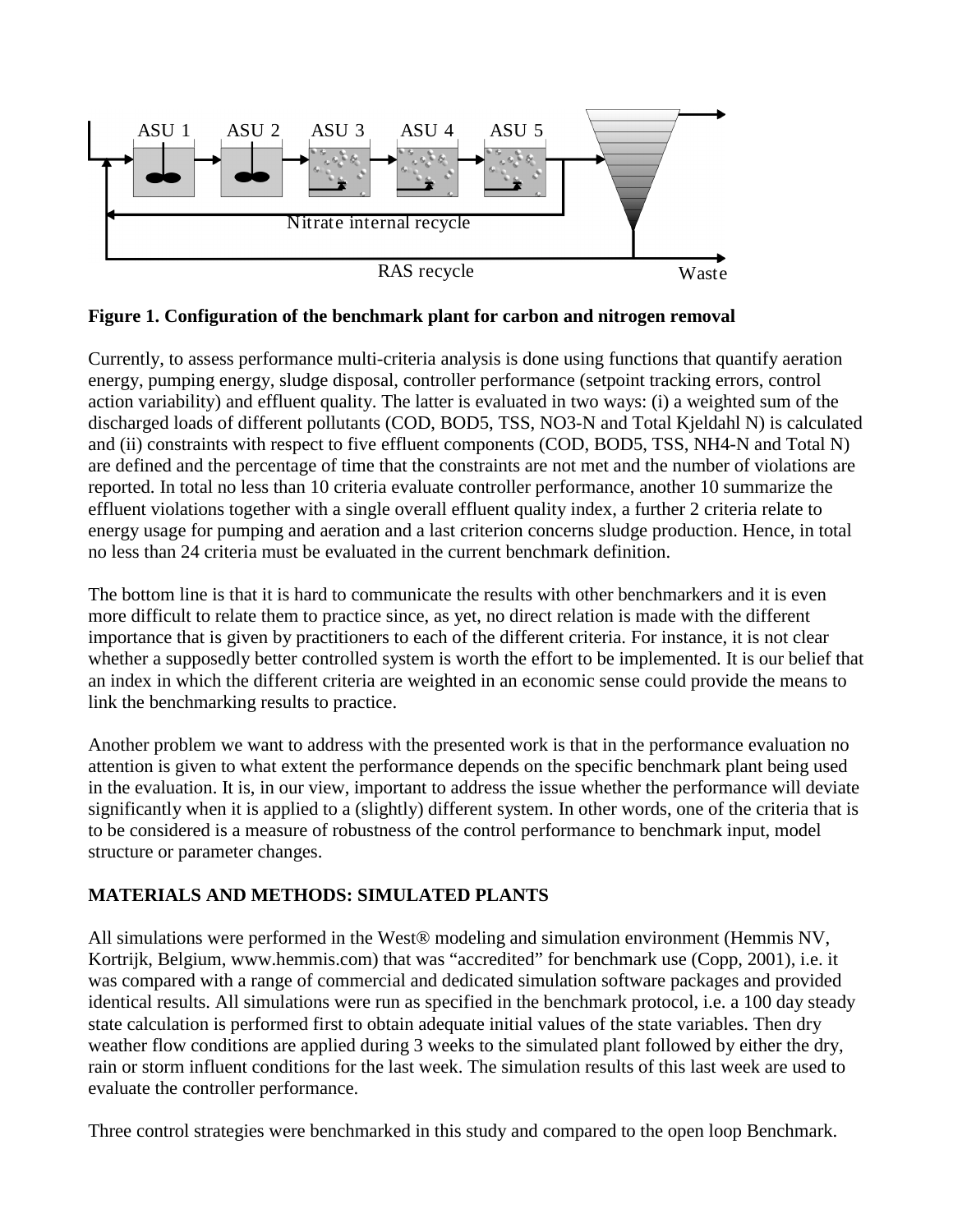**Figure 1. Configuration of the benchmark plant for carbon and nitrogen removal**

Currently, to assess performance multi-criteria analysis is done using functions that quantify aeration energy, pumping energy, sludge disposal, controller performance (setpoint tracking errors, control action variability) and effluent quality. The latter is evaluated in two ways: (i) a weighted sum of the discharged loads of different pollutants (COD, BOD5, TSS, NO3-N and Total Kjeldahl N) is calculated and (ii) constraints with respect to five effluent components (COD, BOD5, TSS, NH4-N and Total N) are defined and the percentage of time that the constraints are not met and the number of violations are reported. In total no less than 10 criteria evaluate controller performance, another 10 summarize the effluent violations together with a single overall effluent quality index, a further 2 criteria relate to energy usage for pumping and aeration and a last criterion concerns sludge production. Hence, in total no less than 24 criteria must be evaluated in the current benchmark definition.

The bottom line is that it is hard to communicate the results with other benchmarkers and it is even more difficult to relate them to practice since, as yet, no direct relation is made with the different importance that is given by practitioners to each of the different criteria. For instance, it is not clear whether a supposedly better controlled system is worth the effort to be implemented. It is our belief that an index in which the different criteria are weighted in an economic sense could provide the means to link the benchmarking results to practice.

Another problem we want to address with the presented work is that in the performance evaluation no attention is given to what extent the performance depends on the specific benchmark plant being used in the evaluation. It is, in our view, important to address the issue whether the performance will deviate significantly when it is applied to a (slightly) different system. In other words, one of the criteria that is to be considered is a measure of robustness of the control performance to benchmark input, model structure or parameter changes.

## MATERIALS AND METHODS: SIMULATED PLANTS

All simulations were performed in the West® modeling and simulation environment (Hemmis NV, Kortrijk, Belgium, www.hemmis.com) that was "accredited" for benchmark use (Copp, 2001), i.e. it was compared with a range of commercial and dedicated simulation software packages and provided identical results. All simulations were run as specified in the benchmark protocol, i.e. a 100 day steady state calculation is performed first to obtain adequate initial values of the state variables. Then dry weather flow conditions are applied during 3 weeks to the simulated plant followed by either the dry, rain or storm influent conditions for the last week. The simulation results of this last week are used to evaluate the controller performance.

Three control strategies were benchmarked in this study and compared to the open loop Benchmark.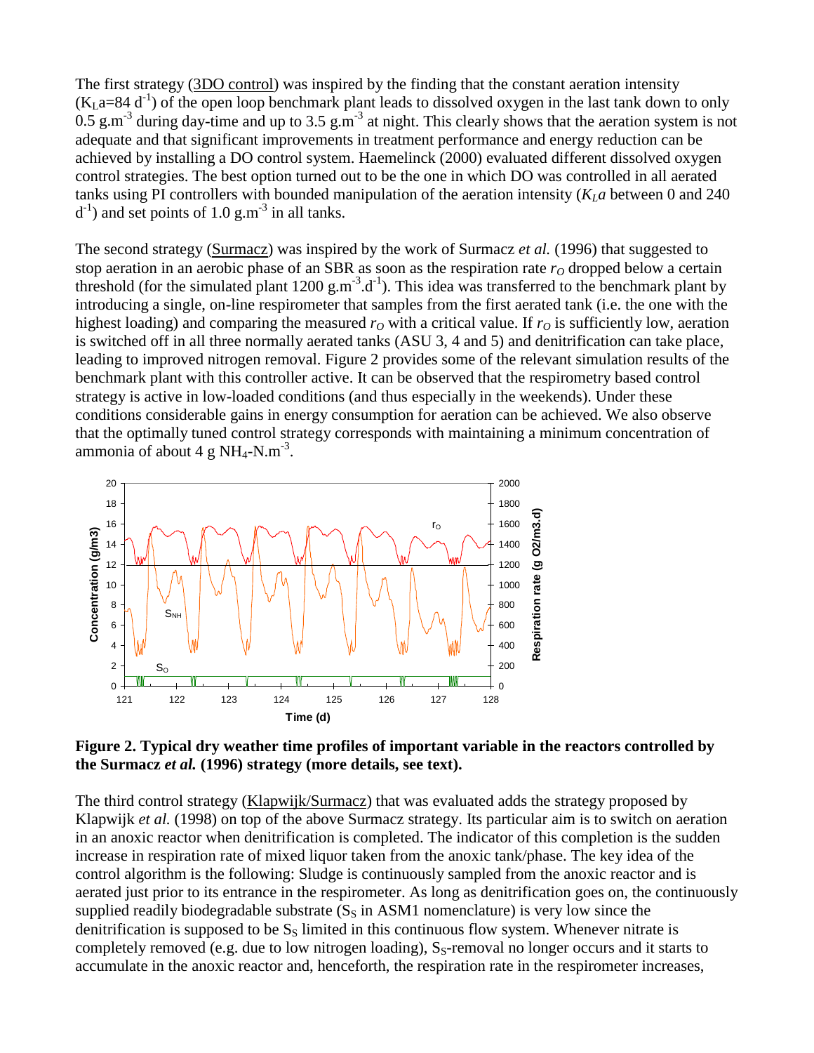The first strategy (3DO control) was inspired by the finding that the constant aeration intensity ($K_La$=84 $d^{-1}$) of the open loop benchmark plant leads to dissolved oxygen in the last tank down to only 0.5 $g.m^{-3}$ during day-time and up to 3.5 $g.m^{-3}$ at night. This clearly shows that the aeration system is not adequate and that significant improvements in treatment performance and energy reduction can be achieved by installing a DO control system. Haemelinck (2000) evaluated different dissolved oxygen control strategies. The best option turned out to be the one in which DO was controlled in all aerated tanks using PI controllers with bounded manipulation of the aeration intensity ($K_La$ between 0 and 240 $d^{-1}$) and set points of 1.0 $g.m^{-3}$ in all tanks.

The second strategy (Surmacz) was inspired by the work of Surmacz *et al.* (1996) that suggested to stop aeration in an aerobic phase of an SBR as soon as the respiration rate $r_O$ dropped below a certain threshold (for the simulated plant 1200 $g.m^{-3}.d^{-1}$). This idea was transferred to the benchmark plant by introducing a single, on-line respirometer that samples from the first aerated tank (i.e. the one with the highest loading) and comparing the measured $r_O$ with a critical value. If $r_O$ is sufficiently low, aeration is switched off in all three normally aerated tanks (ASU 3, 4 and 5) and denitrification can take place, leading to improved nitrogen removal. Figure 2 provides some of the relevant simulation results of the benchmark plant with this controller active. It can be observed that the respirometry based control strategy is active in low-loaded conditions (and thus especially in the weekends). Under these conditions considerable gains in energy consumption for aeration can be achieved. We also observe that the optimally tuned control strategy corresponds with maintaining a minimum concentration of ammonia of about 4 g $NH_4$-$N.m^{-3}$.

**Figure 2. Typical dry weather time profiles of important variable in the reactors controlled by the Surmacz *et al.* (1996) strategy (more details, see text).**

The third control strategy (Klapwijk/Surmacz) that was evaluated adds the strategy proposed by Klapwijk *et al.* (1998) on top of the above Surmacz strategy. Its particular aim is to switch on aeration in an anoxic reactor when denitrification is completed. The indicator of this completion is the sudden increase in respiration rate of mixed liquor taken from the anoxic tank/phase. The key idea of the control algorithm is the following: Sludge is continuously sampled from the anoxic reactor and is aerated just prior to its entrance in the respirometer. As long as denitrification goes on, the continuously supplied readily biodegradable substrate ($S_S$ in ASM1 nomenclature) is very low since the denitrification is supposed to be $S_S$ limited in this continuous flow system. Whenever nitrate is completely removed (e.g. due to low nitrogen loading), $S_S$-removal no longer occurs and it starts to accumulate in the anoxic reactor and, henceforth, the respiration rate in the respirometer increases,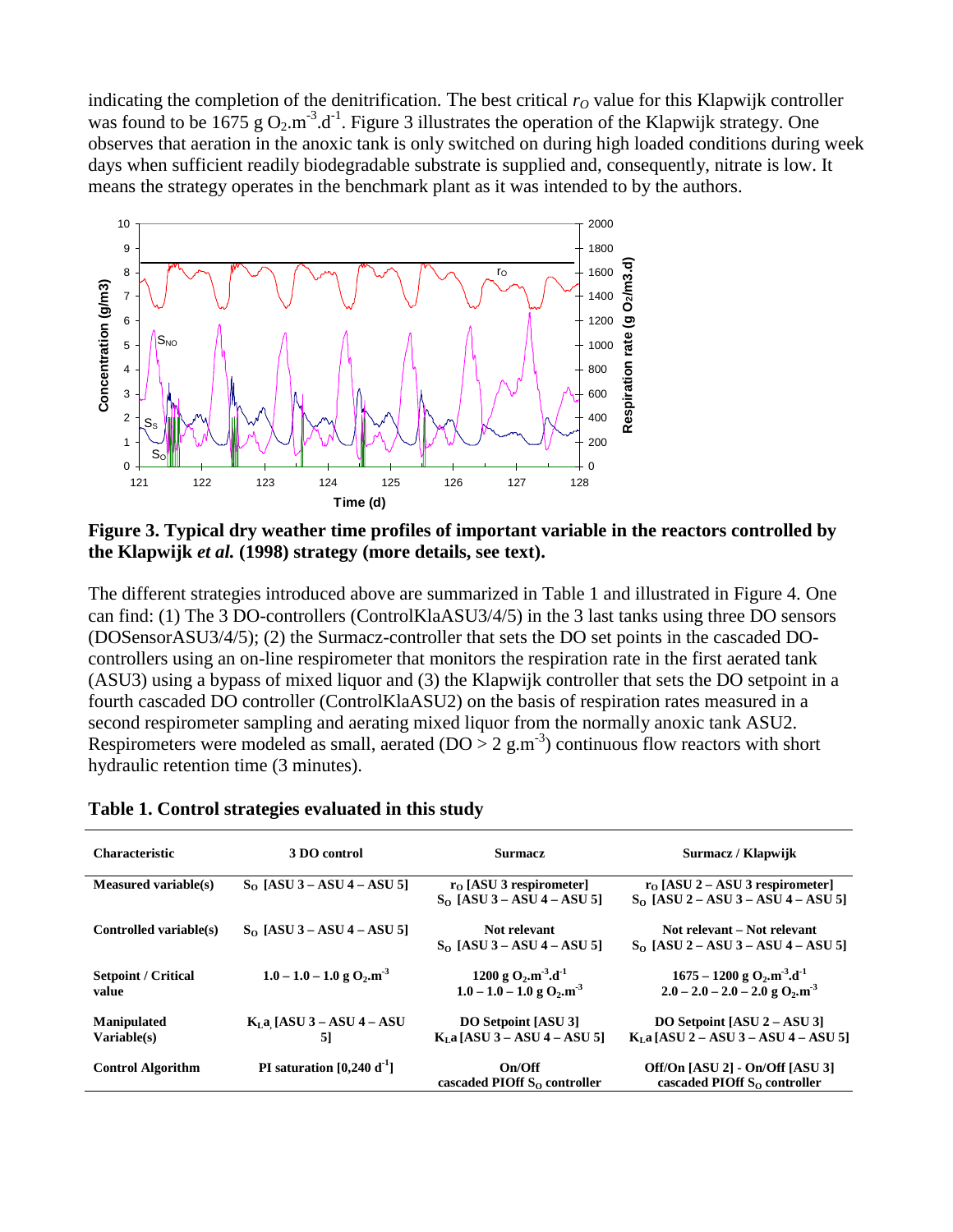indicating the completion of the denitrification. The best critical $r_O$ value for this Klapwijk controller was found to be 1675 g $O_2.m^{-3}.d^{-1}$. Figure 3 illustrates the operation of the Klapwijk strategy. One observes that aeration in the anoxic tank is only switched on during high loaded conditions during week days when sufficient readily biodegradable substrate is supplied and, consequently, nitrate is low. It means the strategy operates in the benchmark plant as it was intended to by the authors.

**Figure 3. Typical dry weather time profiles of important variable in the reactors controlled by the Klapwijk *et al.* (1998) strategy (more details, see text).**

The different strategies introduced above are summarized in Table 1 and illustrated in Figure 4. One can find: (1) The 3 DO-controllers (ControlKlaASU3/4/5) in the 3 last tanks using three DO sensors (DOSensorASU3/4/5); (2) the Surmacz-controller that sets the DO set points in the cascaded DO-controllers using an on-line respirometer that monitors the respiration rate in the first aerated tank (ASU3) using a bypass of mixed liquor and (3) the Klapwijk controller that sets the DO setpoint in a fourth cascaded DO controller (ControlKlaASU2) on the basis of respiration rates measured in a second respirometer sampling and aerating mixed liquor from the normally anoxic tank ASU2. Respirometers were modeled as small, aerated (DO > 2 $g.m^{-3}$) continuous flow reactors with short hydraulic retention time (3 minutes).

**Table 1. Control strategies evaluated in this study**

| Characteristic | 3 DO control | Surmacz | Surmacz / Klapwijk |
|---|---|---|---|
| **Measured variable(s)** | $S_O$ [ASU 3 – ASU 4 – ASU 5] | $r_O$ [ASU 3 respirometer] $S_O$ [ASU 3 – ASU 4 – ASU 5] | $r_O$ [ASU 2 – ASU 3 respirometer] $S_O$ [ASU 2 – ASU 3 – ASU 4 – ASU 5] |
| **Controlled variable(s)** | $S_O$ [ASU 3 – ASU 4 – ASU 5] | Not relevant $S_O$ [ASU 3 – ASU 4 – ASU 5] | Not relevant – Not relevant $S_O$ [ASU 2 – ASU 3 – ASU 4 – ASU 5] |
| **Setpoint / Critical value** | 1.0 – 1.0 – 1.0 g $O_2.m^{-3}$ | 1200 g $O_2.m^{-3}.d^{-1}$ 1.0 – 1.0 – 1.0 g $O_2.m^{-3}$ | 1675 – 1200 g $O_2.m^{-3}.d^{-1}$ 2.0 – 2.0 – 2.0 – 2.0 g $O_2.m^{-3}$ |
| **Manipulated Variable(s)** | $K_La$ [ASU 3 – ASU 4 – ASU 5] | DO Setpoint [ASU 3] $K_La$ [ASU 3 – ASU 4 – ASU 5] | DO Setpoint [ASU 2 – ASU 3] $K_La$ [ASU 2 – ASU 3 – ASU 4 – ASU 5] |
| **Control Algorithm** | PI saturation [0,240 $d^{-1}$] | On/Off cascaded PIOff $S_O$ controller | Off/On [ASU 2] - On/Off [ASU 3] cascaded PIOff $S_O$ controller |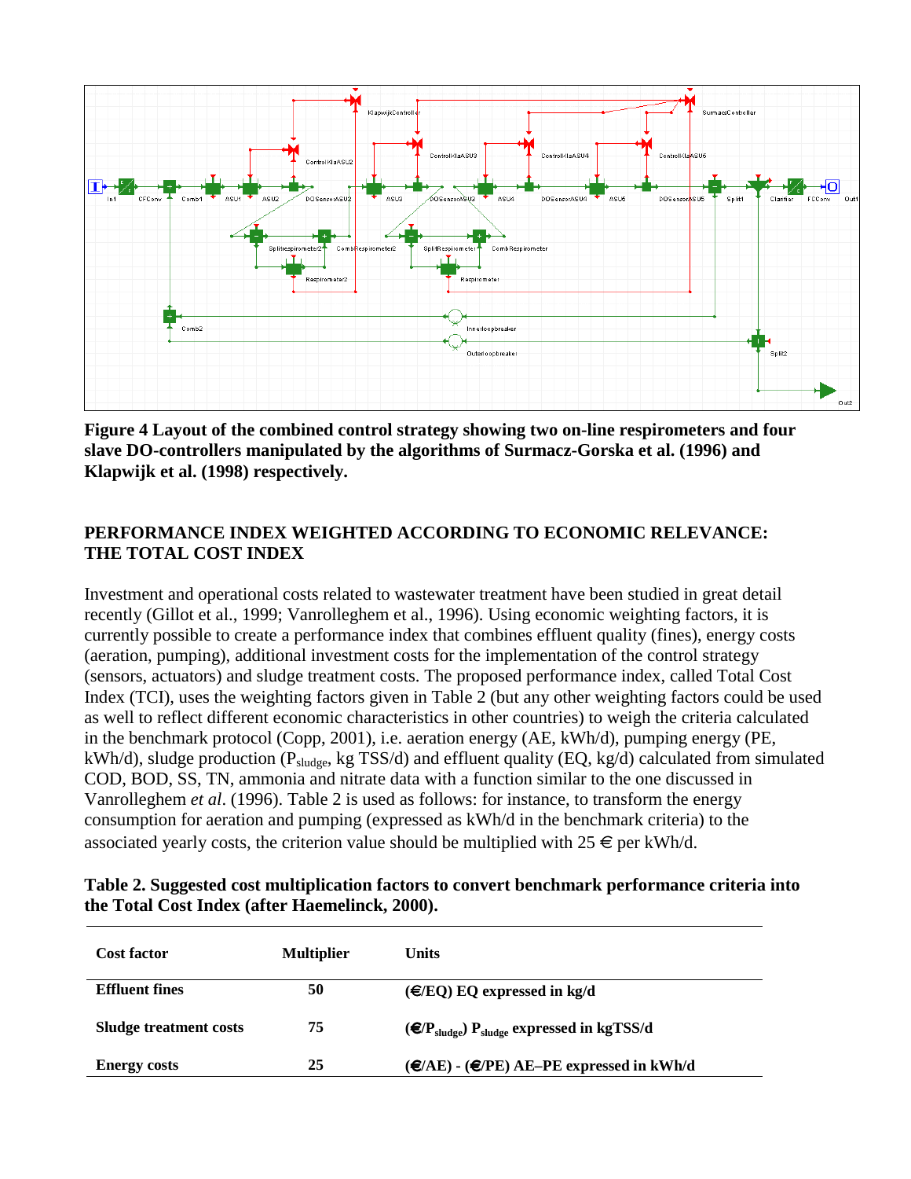**Figure 4 Layout of the combined control strategy showing two on-line respirometers and four slave DO-controllers manipulated by the algorithms of Surmacz-Gorska et al. (1996) and Klapwijk et al. (1998) respectively.**

## PERFORMANCE INDEX WEIGHTED ACCORDING TO ECONOMIC RELEVANCE: THE TOTAL COST INDEX

Investment and operational costs related to wastewater treatment have been studied in great detail recently (Gillot et al., 1999; Vanrolleghem et al., 1996). Using economic weighting factors, it is currently possible to create a performance index that combines effluent quality (fines), energy costs (aeration, pumping), additional investment costs for the implementation of the control strategy (sensors, actuators) and sludge treatment costs. The proposed performance index, called Total Cost Index (TCI), uses the weighting factors given in Table 2 (but any other weighting factors could be used as well to reflect different economic characteristics in other countries) to weigh the criteria calculated in the benchmark protocol (Copp, 2001), i.e. aeration energy (AE, kWh/d), pumping energy (PE, kWh/d), sludge production ($P_{sludge}$, kg TSS/d) and effluent quality (EQ, kg/d) calculated from simulated COD, BOD, SS, TN, ammonia and nitrate data with a function similar to the one discussed in Vanrolleghem *et al*. (1996). Table 2 is used as follows: for instance, to transform the energy consumption for aeration and pumping (expressed as kWh/d in the benchmark criteria) to the associated yearly costs, the criterion value should be multiplied with 25 € per kWh/d.

**Table 2. Suggested cost multiplication factors to convert benchmark performance criteria into the Total Cost Index (after Haemelinck, 2000).**

| Cost factor | Multiplier | Units |
|---|---|---|
| **Effluent fines** | **50** | **(€/EQ) EQ expressed in kg/d** |
| **Sludge treatment costs** | **75** | **(€/$P_{sludge}$) $P_{sludge}$ expressed in kgTSS/d** |
| **Energy costs** | **25** | **(€/AE) - (€/PE) AE–PE expressed in kWh/d** |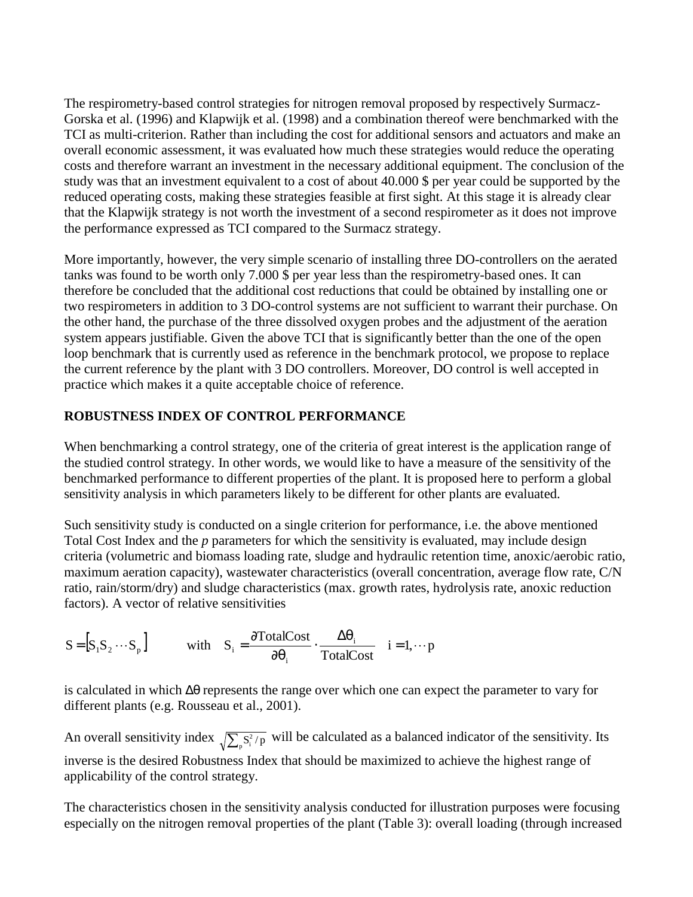The respirometry-based control strategies for nitrogen removal proposed by respectively Surmacz-Gorska et al. (1996) and Klapwijk et al. (1998) and a combination thereof were benchmarked with the TCI as multi-criterion. Rather than including the cost for additional sensors and actuators and make an overall economic assessment, it was evaluated how much these strategies would reduce the operating costs and therefore warrant an investment in the necessary additional equipment. The conclusion of the study was that an investment equivalent to a cost of about 40.000 $ per year could be supported by the reduced operating costs, making these strategies feasible at first sight. At this stage it is already clear that the Klapwijk strategy is not worth the investment of a second respirometer as it does not improve the performance expressed as TCI compared to the Surmacz strategy.

More importantly, however, the very simple scenario of installing three DO-controllers on the aerated tanks was found to be worth only 7.000 $ per year less than the respirometry-based ones. It can therefore be concluded that the additional cost reductions that could be obtained by installing one or two respirometers in addition to 3 DO-control systems are not sufficient to warrant their purchase. On the other hand, the purchase of the three dissolved oxygen probes and the adjustment of the aeration system appears justifiable. Given the above TCI that is significantly better than the one of the open loop benchmark that is currently used as reference in the benchmark protocol, we propose to replace the current reference by the plant with 3 DO controllers. Moreover, DO control is well accepted in practice which makes it a quite acceptable choice of reference.

## ROBUSTNESS INDEX OF CONTROL PERFORMANCE

When benchmarking a control strategy, one of the criteria of great interest is the application range of the studied control strategy. In other words, we would like to have a measure of the sensitivity of the benchmarked performance to different properties of the plant. It is proposed here to perform a global sensitivity analysis in which parameters likely to be different for other plants are evaluated.

Such sensitivity study is conducted on a single criterion for performance, i.e. the above mentioned Total Cost Index and the *p* parameters for which the sensitivity is evaluated, may include design criteria (volumetric and biomass loading rate, sludge and hydraulic retention time, anoxic/aerobic ratio, maximum aeration capacity), wastewater characteristics (overall concentration, average flow rate, C/N ratio, rain/storm/dry) and sludge characteristics (max. growth rates, hydrolysis rate, anoxic reduction factors). A vector of relative sensitivities

$$S = [S_1 S_2 \cdots S_p] \qquad \text{with} \quad S_i = \frac{\partial \text{TotalCost}}{\partial \theta_i} \cdot \frac{\Delta\theta_i}{\text{TotalCost}} \quad i = 1, \cdots p$$

is calculated in which $\Delta\theta$ represents the range over which one can expect the parameter to vary for different plants (e.g. Rousseau et al., 2001).

An overall sensitivity index $\sqrt{\sum_p S_i^2 / p}$ will be calculated as a balanced indicator of the sensitivity. Its inverse is the desired Robustness Index that should be maximized to achieve the highest range of applicability of the control strategy.

The characteristics chosen in the sensitivity analysis conducted for illustration purposes were focusing especially on the nitrogen removal properties of the plant (Table 3): overall loading (through increased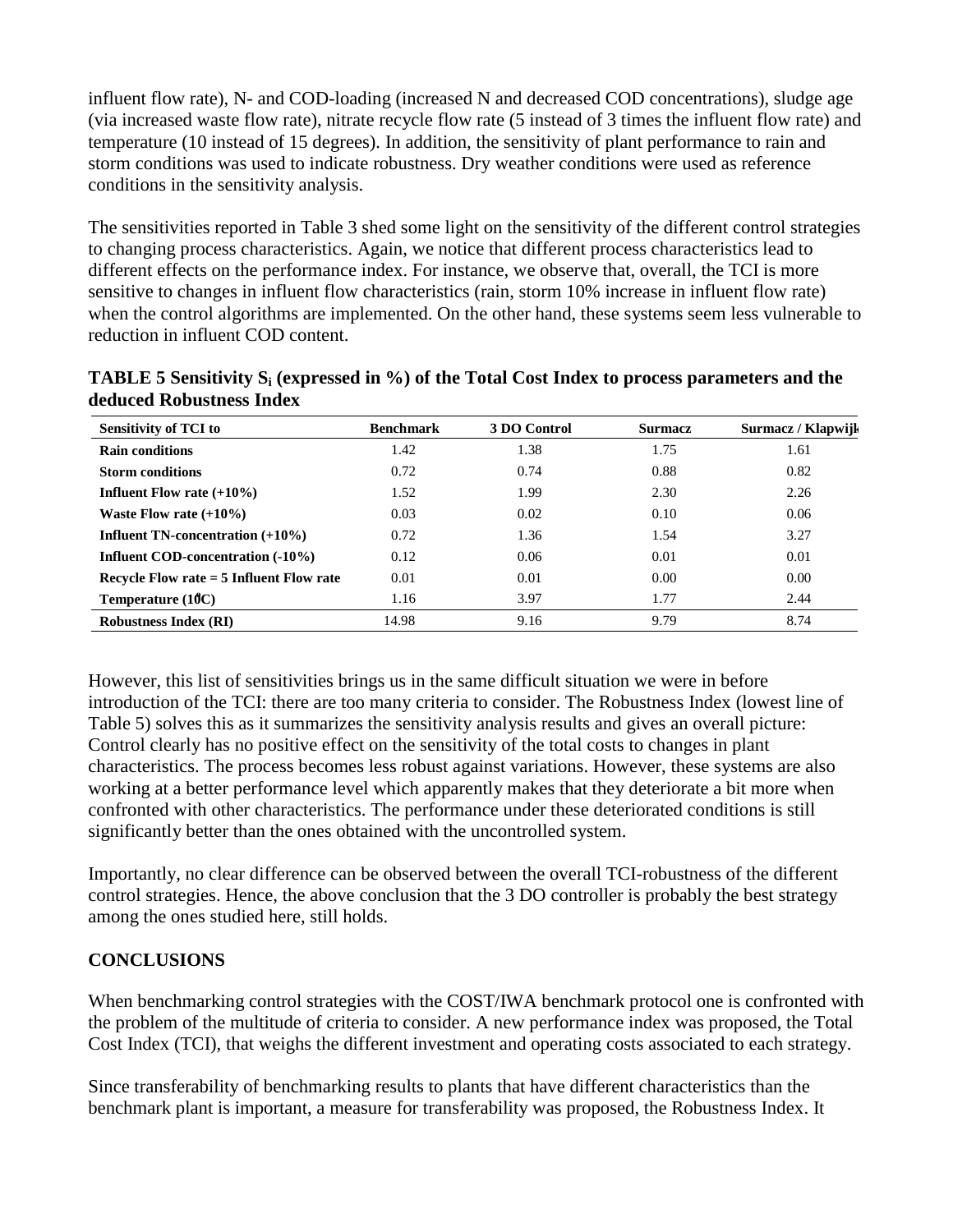influent flow rate), N- and COD-loading (increased N and decreased COD concentrations), sludge age (via increased waste flow rate), nitrate recycle flow rate (5 instead of 3 times the influent flow rate) and temperature (10 instead of 15 degrees). In addition, the sensitivity of plant performance to rain and storm conditions was used to indicate robustness. Dry weather conditions were used as reference conditions in the sensitivity analysis.

The sensitivities reported in Table 3 shed some light on the sensitivity of the different control strategies to changing process characteristics. Again, we notice that different process characteristics lead to different effects on the performance index. For instance, we observe that, overall, the TCI is more sensitive to changes in influent flow characteristics (rain, storm 10% increase in influent flow rate) when the control algorithms are implemented. On the other hand, these systems seem less vulnerable to reduction in influent COD content.

**TABLE 5 Sensitivity $S_i$ (expressed in %) of the Total Cost Index to process parameters and the deduced Robustness Index**

| Sensitivity of TCI to | Benchmark | 3 DO Control | Surmacz | Surmacz / Klapwijk |
|---|---|---|---|---|
| **Rain conditions** | 1.42 | 1.38 | 1.75 | 1.61 |
| **Storm conditions** | 0.72 | 0.74 | 0.88 | 0.82 |
| **Influent Flow rate (+10%)** | 1.52 | 1.99 | 2.30 | 2.26 |
| **Waste Flow rate (+10%)** | 0.03 | 0.02 | 0.10 | 0.06 |
| **Influent TN-concentration (+10%)** | 0.72 | 1.36 | 1.54 | 3.27 |
| **Influent COD-concentration (-10%)** | 0.12 | 0.06 | 0.01 | 0.01 |
| **Recycle Flow rate = 5 Influent Flow rate** | 0.01 | 0.01 | 0.00 | 0.00 |
| **Temperature (10°C)** | 1.16 | 3.97 | 1.77 | 2.44 |
| **Robustness Index (RI)** | 14.98 | 9.16 | 9.79 | 8.74 |

However, this list of sensitivities brings us in the same difficult situation we were in before introduction of the TCI: there are too many criteria to consider. The Robustness Index (lowest line of Table 5) solves this as it summarizes the sensitivity analysis results and gives an overall picture: Control clearly has no positive effect on the sensitivity of the total costs to changes in plant characteristics. The process becomes less robust against variations. However, these systems are also working at a better performance level which apparently makes that they deteriorate a bit more when confronted with other characteristics. The performance under these deteriorated conditions is still significantly better than the ones obtained with the uncontrolled system.

Importantly, no clear difference can be observed between the overall TCI-robustness of the different control strategies. Hence, the above conclusion that the 3 DO controller is probably the best strategy among the ones studied here, still holds.

## CONCLUSIONS

When benchmarking control strategies with the COST/IWA benchmark protocol one is confronted with the problem of the multitude of criteria to consider. A new performance index was proposed, the Total Cost Index (TCI), that weighs the different investment and operating costs associated to each strategy.

Since transferability of benchmarking results to plants that have different characteristics than the benchmark plant is important, a measure for transferability was proposed, the Robustness Index. It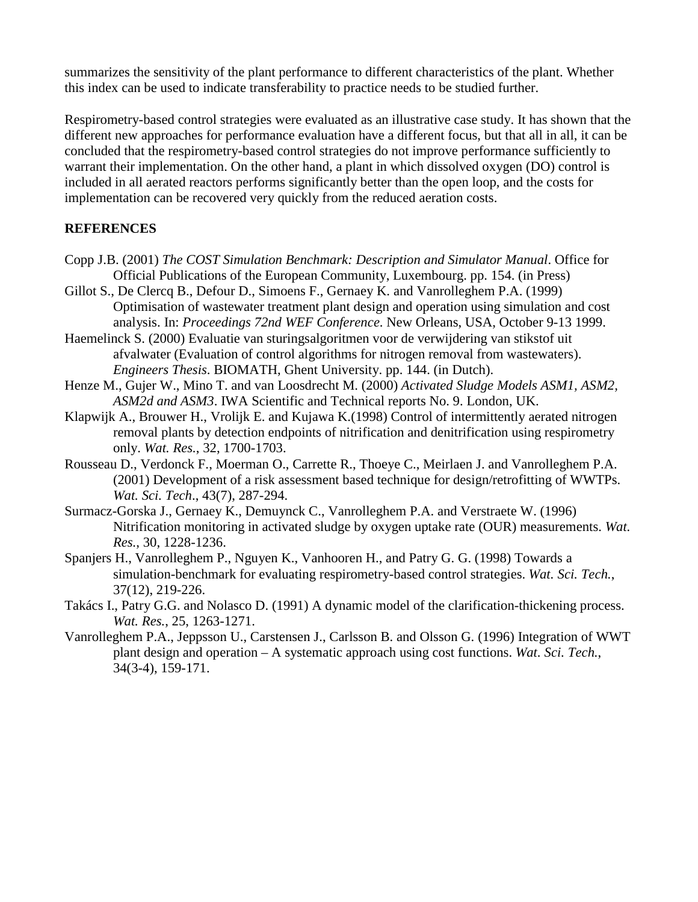summarizes the sensitivity of the plant performance to different characteristics of the plant. Whether this index can be used to indicate transferability to practice needs to be studied further.

Respirometry-based control strategies were evaluated as an illustrative case study. It has shown that the different new approaches for performance evaluation have a different focus, but that all in all, it can be concluded that the respirometry-based control strategies do not improve performance sufficiently to warrant their implementation. On the other hand, a plant in which dissolved oxygen (DO) control is included in all aerated reactors performs significantly better than the open loop, and the costs for implementation can be recovered very quickly from the reduced aeration costs.

## REFERENCES

Copp J.B. (2001) *The COST Simulation Benchmark: Description and Simulator Manual*. Office for Official Publications of the European Community, Luxembourg. pp. 154. (in Press)

Gillot S., De Clercq B., Defour D., Simoens F., Gernaey K. and Vanrolleghem P.A. (1999) Optimisation of wastewater treatment plant design and operation using simulation and cost analysis. In: *Proceedings 72nd WEF Conference*. New Orleans, USA, October 9-13 1999.

Haemelinck S. (2000) Evaluatie van sturingsalgoritmen voor de verwijdering van stikstof uit afvalwater (Evaluation of control algorithms for nitrogen removal from wastewaters). *Engineers Thesis*. BIOMATH, Ghent University. pp. 144. (in Dutch).

Henze M., Gujer W., Mino T. and van Loosdrecht M. (2000) *Activated Sludge Models ASM1, ASM2, ASM2d and ASM3*. IWA Scientific and Technical reports No. 9. London, UK.

Klapwijk A., Brouwer H., Vrolijk E. and Kujawa K.(1998) Control of intermittently aerated nitrogen removal plants by detection endpoints of nitrification and denitrification using respirometry only. *Wat. Res.*, 32, 1700-1703.

Rousseau D., Verdonck F., Moerman O., Carrette R., Thoeye C., Meirlaen J. and Vanrolleghem P.A. (2001) Development of a risk assessment based technique for design/retrofitting of WWTPs. *Wat. Sci. Tech*., 43(7), 287-294.

Surmacz-Gorska J., Gernaey K., Demuynck C., Vanrolleghem P.A. and Verstraete W. (1996) Nitrification monitoring in activated sludge by oxygen uptake rate (OUR) measurements. *Wat. Res.*, 30, 1228-1236.

Spanjers H., Vanrolleghem P., Nguyen K., Vanhooren H., and Patry G. G. (1998) Towards a simulation-benchmark for evaluating respirometry-based control strategies. *Wat. Sci. Tech.*, 37(12), 219-226.

Takács I., Patry G.G. and Nolasco D. (1991) A dynamic model of the clarification-thickening process. *Wat. Res.*, 25, 1263-1271.

Vanrolleghem P.A., Jeppsson U., Carstensen J., Carlsson B. and Olsson G. (1996) Integration of WWT plant design and operation – A systematic approach using cost functions. *Wat. Sci. Tech.*, 34(3-4), 159-171.